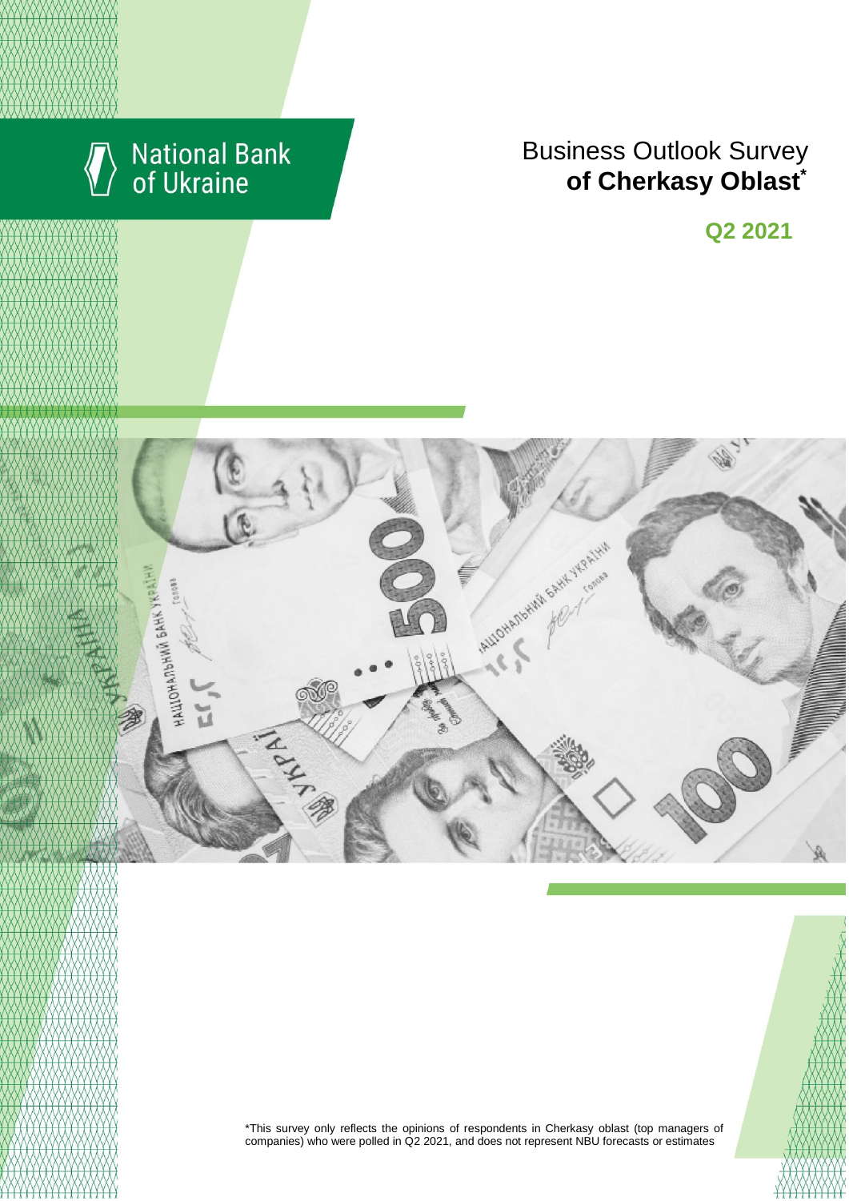National Bank of Ukraine

# Business Outlook Survey **of Cherkasy Oblast***

## Q2 2021

*This survey only reflects the opinions of respondents in Cherkasy oblast (top managers of companies) who were polled in Q2 2021, and does not represent NBU forecasts or estimates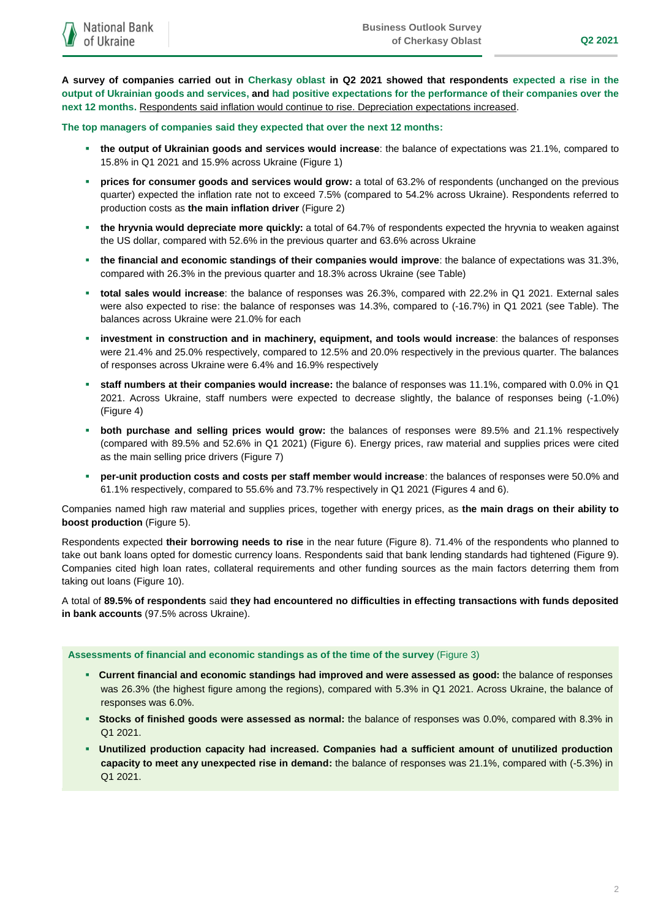**A survey of companies carried out in Cherkasy oblast in Q2 2021 showed that respondents expected a rise in the output of Ukrainian goods and services, and had positive expectations for the performance of their companies over the next 12 months.** Respondents said inflation would continue to rise. Depreciation expectations increased.

**The top managers of companies said they expected that over the next 12 months:**

- **the output of Ukrainian goods and services would increase**: the balance of expectations was 21.1%, compared to 15.8% in Q1 2021 and 15.9% across Ukraine (Figure 1)
- **prices for consumer goods and services would grow:** a total of 63.2% of respondents (unchanged on the previous quarter) expected the inflation rate not to exceed 7.5% (compared to 54.2% across Ukraine). Respondents referred to production costs as **the main inflation driver** (Figure 2)
- **the hryvnia would depreciate more quickly:** a total of 64.7% of respondents expected the hryvnia to weaken against the US dollar, compared with 52.6% in the previous quarter and 63.6% across Ukraine
- **the financial and economic standings of their companies would improve**: the balance of expectations was 31.3%, compared with 26.3% in the previous quarter and 18.3% across Ukraine (see Table)
- **total sales would increase**: the balance of responses was 26.3%, compared with 22.2% in Q1 2021. External sales were also expected to rise: the balance of responses was 14.3%, compared to (-16.7%) in Q1 2021 (see Table). The balances across Ukraine were 21.0% for each
- **investment in construction and in machinery, equipment, and tools would increase**: the balances of responses were 21.4% and 25.0% respectively, compared to 12.5% and 20.0% respectively in the previous quarter. The balances of responses across Ukraine were 6.4% and 16.9% respectively
- **staff numbers at their companies would increase:** the balance of responses was 11.1%, compared with 0.0% in Q1 2021. Across Ukraine, staff numbers were expected to decrease slightly, the balance of responses being (-1.0%) (Figure 4)
- **both purchase and selling prices would grow:** the balances of responses were 89.5% and 21.1% respectively (compared with 89.5% and 52.6% in Q1 2021) (Figure 6). Energy prices, raw material and supplies prices were cited as the main selling price drivers (Figure 7)
- **per-unit production costs and costs per staff member would increase**: the balances of responses were 50.0% and 61.1% respectively, compared to 55.6% and 73.7% respectively in Q1 2021 (Figures 4 and 6).

Companies named high raw material and supplies prices, together with energy prices, as **the main drags on their ability to boost production** (Figure 5).

Respondents expected **their borrowing needs to rise** in the near future (Figure 8). 71.4% of the respondents who planned to take out bank loans opted for domestic currency loans. Respondents said that bank lending standards had tightened (Figure 9). Companies cited high loan rates, collateral requirements and other funding sources as the main factors deterring them from taking out loans (Figure 10).

A total of **89.5% of respondents** said **they had encountered no difficulties in effecting transactions with funds deposited in bank accounts** (97.5% across Ukraine).

**Assessments of financial and economic standings as of the time of the survey** (Figure 3)

- **Current financial and economic standings had improved and were assessed as good:** the balance of responses was 26.3% (the highest figure among the regions), compared with 5.3% in Q1 2021. Across Ukraine, the balance of responses was 6.0%.
- **Stocks of finished goods were assessed as normal:** the balance of responses was 0.0%, compared with 8.3% in Q1 2021.
- **Unutilized production capacity had increased. Companies had a sufficient amount of unutilized production capacity to meet any unexpected rise in demand:** the balance of responses was 21.1%, compared with (-5.3%) in Q1 2021.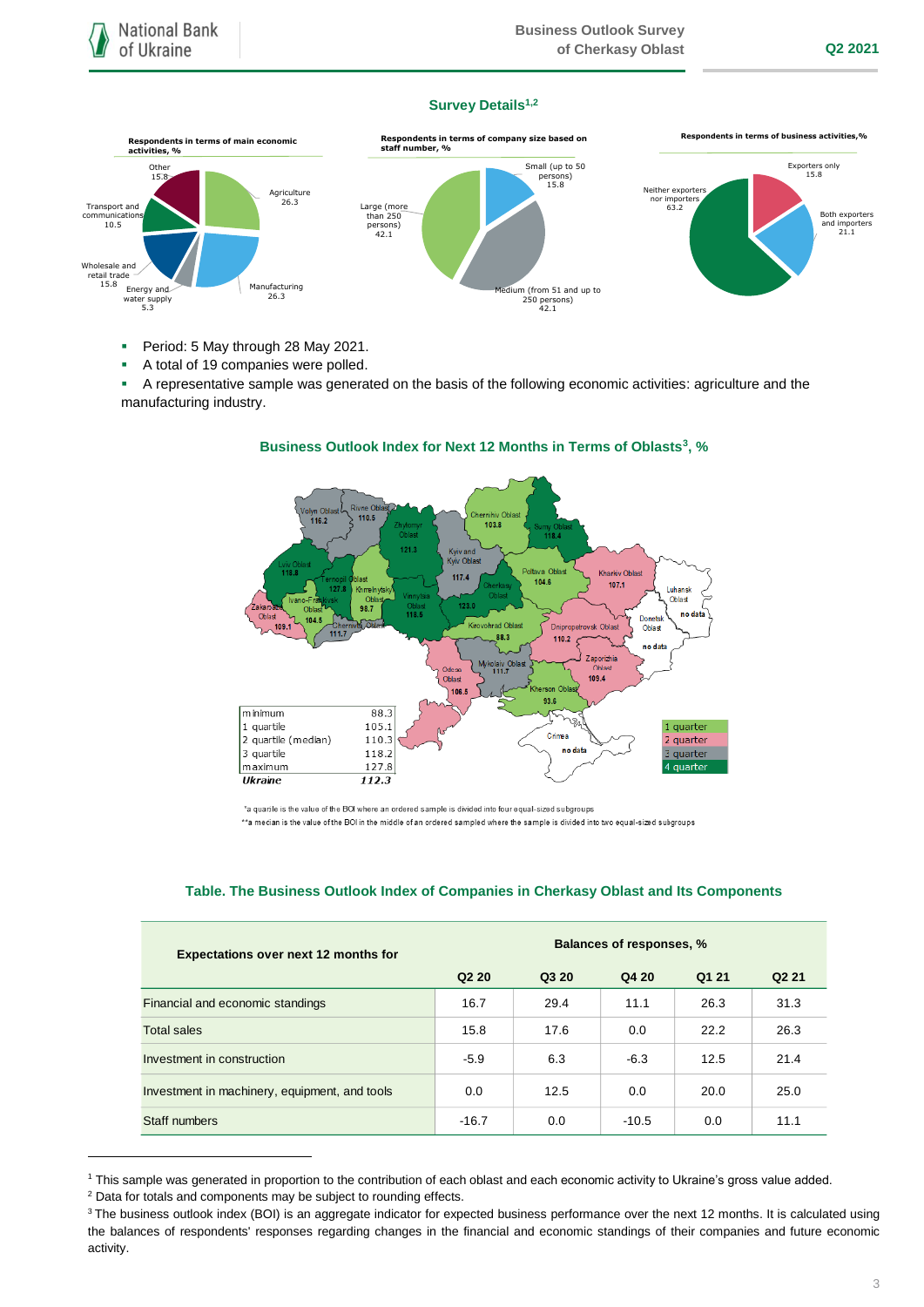## Survey Details[1,2]

**Respondents in terms of main economic activities, %**

- Agriculture 26.3
- Manufacturing 26.3
- Energy and water supply 5.3
- Wholesale and retail trade 15.8
- Transport and communications 10.5
- Other 15.8

**Respondents in terms of company size based on staff number, %**

- Small (up to 50 persons) 15.8
- Medium (from 51 and up to 250 persons) 42.1
- Large (more than 250 persons) 42.1

**Respondents in terms of business activities, %**

- Exporters only 15.8
- Both exporters and importers 21.1
- Neither exporters nor importers 63.2

- Period: 5 May through 28 May 2021.
- A total of 19 companies were polled.
- A representative sample was generated on the basis of the following economic activities: agriculture and the manufacturing industry.

### Business Outlook Index for Next 12 Months in Terms of Oblasts[3], %

| | |
|---|---|
| minimum | 88.3 |
| 1 quartile | 105.1 |
| 2 quartile (median) | 110.3 |
| 3 quartile | 118.2 |
| maximum | 127.8 |
| *Ukraine* | *112.3* |

Volyn Oblast 116.2; Rivne Oblast 110.5; Zhytomyr Oblast 121.3; Chernihiv Oblast 103.8; Sumy Oblast 118.4; Kyiv and Kyiv Oblast 117.4; Lviv Oblast 118.8; Ternopil Oblast 127.8; Khmelnytskyi Oblast 98.7; Vinnytsia Oblast 118.5; Cherkasy Oblast 123.0; Poltava Oblast 104.6; Kharkiv Oblast 107.1; Luhansk Oblast no data; Zakarpattia Oblast 109.1; Ivano-Frankivsk Oblast 104.5; Chernivtsi Oblast 111.7; Kirovohrad Oblast 88.3; Dnipropetrovsk Oblast 110.2; Donetsk Oblast no data; Odesa Oblast 106.5; Mykolaiv Oblast 111.7; Zaporizhia Oblast 109.4; Kherson Oblast 93.6; Crimea no data

1 quartile; 2 quartile; 3 quartile; 4 quartile

*a quartile is the value of the BOI where an ordered sample is divided into four equal-sized subgroups

**a median is the value of the BOI in the middle of an ordered sampled where the sample is divided into two equal-sized subgroups

### Table. The Business Outlook Index of Companies in Cherkasy Oblast and Its Components

| Expectations over next 12 months for | Balances of responses, % | | | | |
|---|---|---|---|---|---|
| | Q2 20 | Q3 20 | Q4 20 | Q1 21 | Q2 21 |
| Financial and economic standings | 16.7 | 29.4 | 11.1 | 26.3 | 31.3 |
| Total sales | 15.8 | 17.6 | 0.0 | 22.2 | 26.3 |
| Investment in construction | -5.9 | 6.3 | -6.3 | 12.5 | 21.4 |
| Investment in machinery, equipment, and tools | 0.0 | 12.5 | 0.0 | 20.0 | 25.0 |
| Staff numbers | -16.7 | 0.0 | -10.5 | 0.0 | 11.1 |

[1] This sample was generated in proportion to the contribution of each oblast and each economic activity to Ukraine's gross value added.

[2] Data for totals and components may be subject to rounding effects.

[3] The business outlook index (BOI) is an aggregate indicator for expected business performance over the next 12 months. It is calculated using the balances of respondents' responses regarding changes in the financial and economic standings of their companies and future economic activity.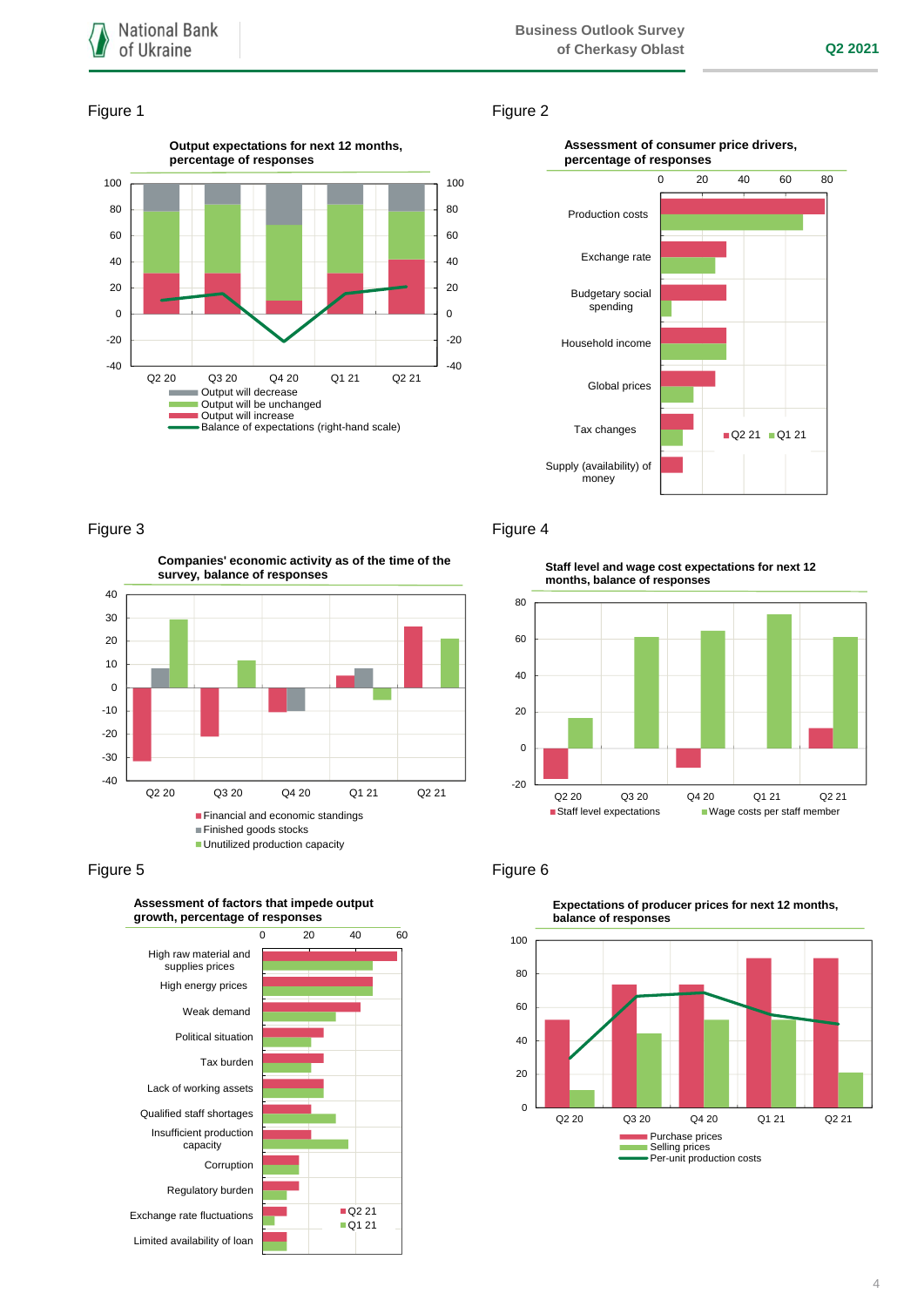Figure 1

**Output expectations for next 12 months, percentage of responses**

- Output will decrease
- Output will be unchanged
- Output will increase
- Balance of expectations (right-hand scale)

Figure 2

**Assessment of consumer price drivers, percentage of responses**

Production costs; Exchange rate; Budgetary social spending; Household income; Global prices; Tax changes; Supply (availability) of money

Q2 21 | Q1 21

Figure 3

**Companies' economic activity as of the time of the survey, balance of responses**

- Financial and economic standings
- Finished goods stocks
- Unutilized production capacity

Figure 4

**Staff level and wage cost expectations for next 12 months, balance of responses**

- Staff level expectations
- Wage costs per staff member

Figure 5

**Assessment of factors that impede output growth, percentage of responses**

High raw material and supplies prices; High energy prices; Weak demand; Political situation; Tax burden; Lack of working assets; Qualified staff shortages; Insufficient production capacity; Corruption; Regulatory burden; Exchange rate fluctuations; Limited availability of loan

Q2 21 | Q1 21

Figure 6

**Expectations of producer prices for next 12 months, balance of responses**

- Purchase prices
- Selling prices
- Per-unit production costs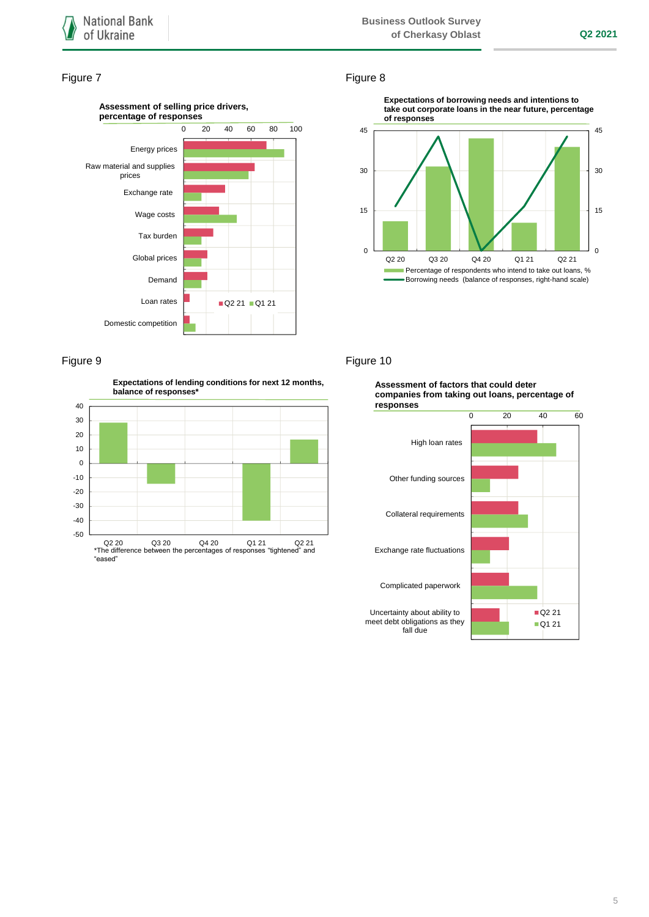Figure 7

**Assessment of selling price drivers, percentage of responses**

0 20 40 60 80 100

Energy prices

Raw material and supplies prices

Exchange rate

Wage costs

Tax burden

Global prices

Demand

Loan rates

Domestic competition

Q2 21 Q1 21

Figure 8

**Expectations of borrowing needs and intentions to take out corporate loans in the near future, percentage of responses**

45 30 15 0

Q2 20 Q3 20 Q4 20 Q1 21 Q2 21

Percentage of respondents who intend to take out loans, %

Borrowing needs (balance of responses, right-hand scale)

Figure 9

**Expectations of lending conditions for next 12 months, balance of responses***

40 30 20 10 0 -10 -20 -30 -40 -50

Q2 20 Q3 20 Q4 20 Q1 21 Q2 21

*The difference between the percentages of responses "tightened" and "eased"

Figure 10

**Assessment of factors that could deter companies from taking out loans, percentage of responses**

0 20 40 60

High loan rates

Other funding sources

Collateral requirements

Exchange rate fluctuations

Complicated paperwork

Uncertainty about ability to meet debt obligations as they fall due

Q2 21

Q1 21